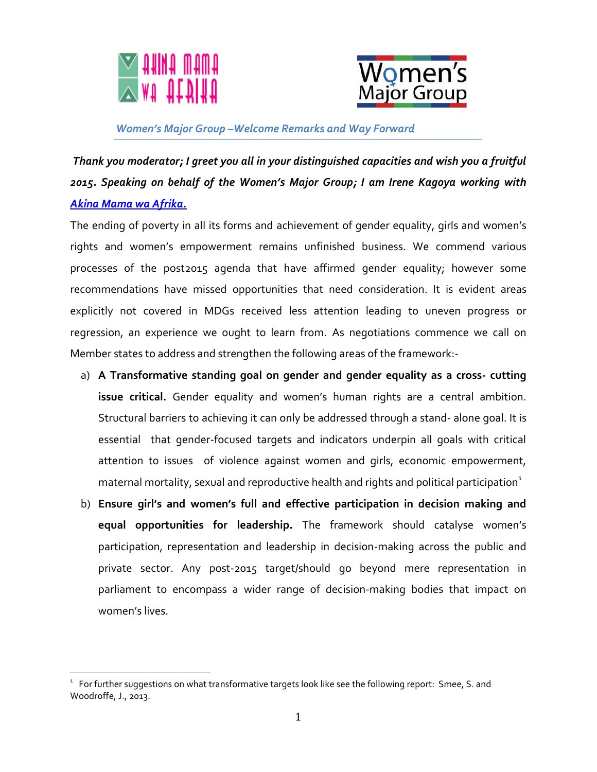Akina Mama wa Afrika

Women's Major Group

## *Women's Major Group –Welcome Remarks and Way Forward*

***Thank you moderator; I greet you all in your distinguished capacities and wish you a fruitful 2015. Speaking on behalf of the Women's Major Group; I am Irene Kagoya working with [Akina Mama wa Afrika.](#)***

The ending of poverty in all its forms and achievement of gender equality, girls and women's rights and women's empowerment remains unfinished business. We commend various processes of the post2015 agenda that have affirmed gender equality; however some recommendations have missed opportunities that need consideration. It is evident areas explicitly not covered in MDGs received less attention leading to uneven progress or regression, an experience we ought to learn from. As negotiations commence we call on Member states to address and strengthen the following areas of the framework:-

a) **A Transformative standing goal on gender and gender equality as a cross- cutting issue critical.** Gender equality and women's human rights are a central ambition. Structural barriers to achieving it can only be addressed through a stand- alone goal. It is essential that gender-focused targets and indicators underpin all goals with critical attention to issues of violence against women and girls, economic empowerment, maternal mortality, sexual and reproductive health and rights and political participation[1]

b) **Ensure girl's and women's full and effective participation in decision making and equal opportunities for leadership.** The framework should catalyse women's participation, representation and leadership in decision-making across the public and private sector. Any post-2015 target/should go beyond mere representation in parliament to encompass a wider range of decision-making bodies that impact on women's lives.

---

[1] For further suggestions on what transformative targets look like see the following report: Smee, S. and Woodroffe, J., 2013.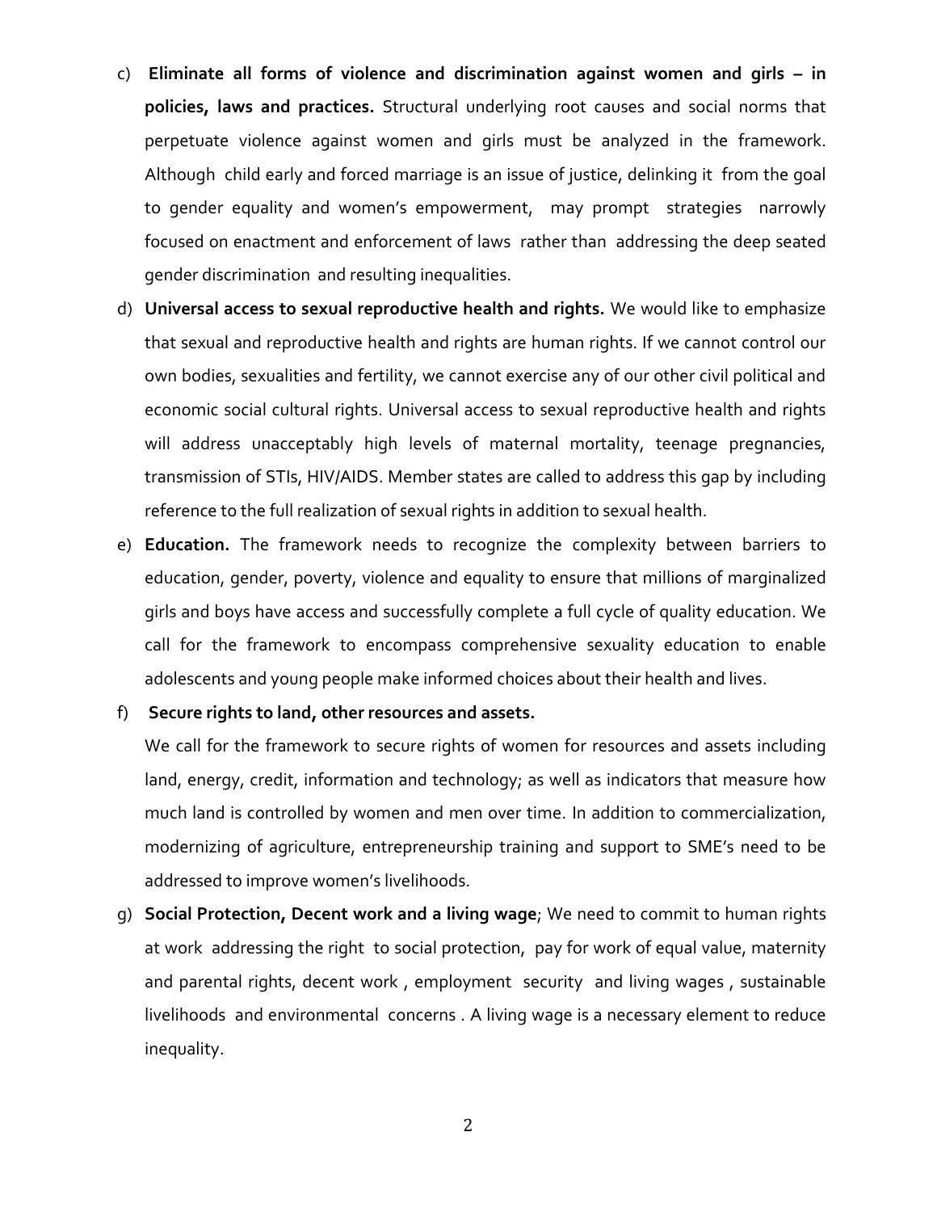c) **Eliminate all forms of violence and discrimination against women and girls – in policies, laws and practices.** Structural underlying root causes and social norms that perpetuate violence against women and girls must be analyzed in the framework. Although child early and forced marriage is an issue of justice, delinking it from the goal to gender equality and women's empowerment, may prompt strategies narrowly focused on enactment and enforcement of laws rather than addressing the deep seated gender discrimination and resulting inequalities.

d) **Universal access to sexual reproductive health and rights.** We would like to emphasize that sexual and reproductive health and rights are human rights. If we cannot control our own bodies, sexualities and fertility, we cannot exercise any of our other civil political and economic social cultural rights. Universal access to sexual reproductive health and rights will address unacceptably high levels of maternal mortality, teenage pregnancies, transmission of STIs, HIV/AIDS. Member states are called to address this gap by including reference to the full realization of sexual rights in addition to sexual health.

e) **Education.** The framework needs to recognize the complexity between barriers to education, gender, poverty, violence and equality to ensure that millions of marginalized girls and boys have access and successfully complete a full cycle of quality education. We call for the framework to encompass comprehensive sexuality education to enable adolescents and young people make informed choices about their health and lives.

f) **Secure rights to land, other resources and assets.**

We call for the framework to secure rights of women for resources and assets including land, energy, credit, information and technology; as well as indicators that measure how much land is controlled by women and men over time. In addition to commercialization, modernizing of agriculture, entrepreneurship training and support to SME's need to be addressed to improve women's livelihoods.

g) **Social Protection, Decent work and a living wage**; We need to commit to human rights at work addressing the right to social protection, pay for work of equal value, maternity and parental rights, decent work , employment security and living wages , sustainable livelihoods and environmental concerns . A living wage is a necessary element to reduce inequality.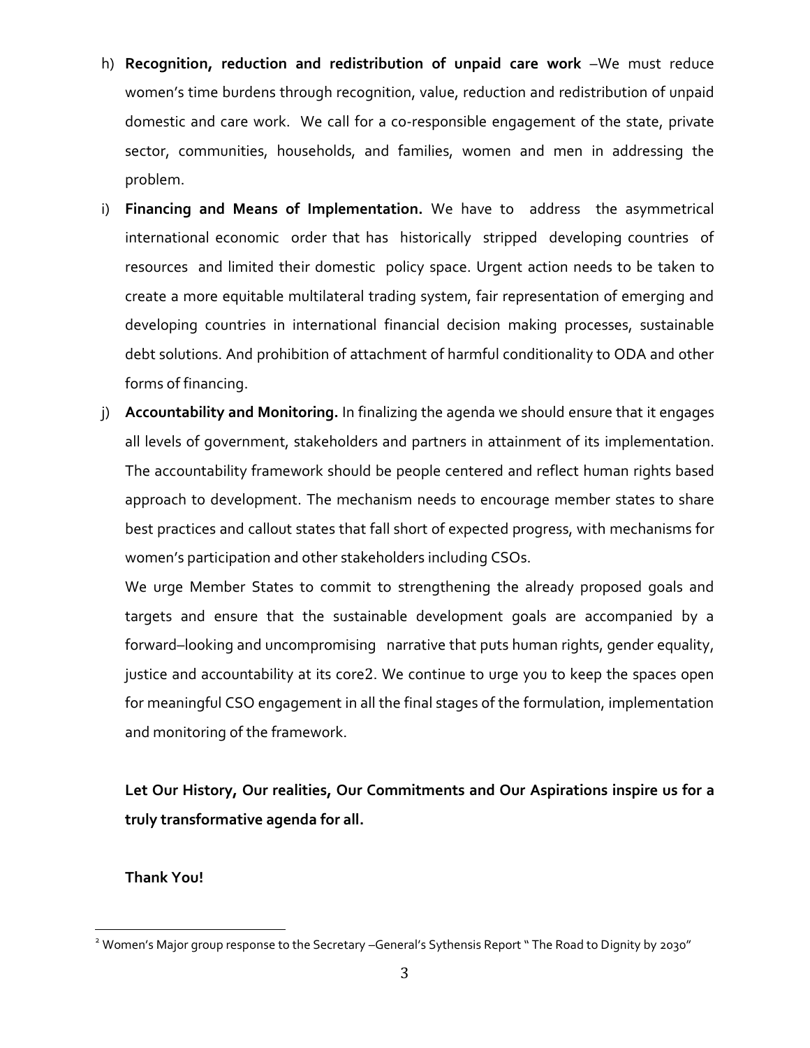h) **Recognition, reduction and redistribution of unpaid care work** –We must reduce women's time burdens through recognition, value, reduction and redistribution of unpaid domestic and care work. We call for a co-responsible engagement of the state, private sector, communities, households, and families, women and men in addressing the problem.

i) **Financing and Means of Implementation.** We have to address the asymmetrical international economic order that has historically stripped developing countries of resources and limited their domestic policy space. Urgent action needs to be taken to create a more equitable multilateral trading system, fair representation of emerging and developing countries in international financial decision making processes, sustainable debt solutions. And prohibition of attachment of harmful conditionality to ODA and other forms of financing.

j) **Accountability and Monitoring.** In finalizing the agenda we should ensure that it engages all levels of government, stakeholders and partners in attainment of its implementation. The accountability framework should be people centered and reflect human rights based approach to development. The mechanism needs to encourage member states to share best practices and callout states that fall short of expected progress, with mechanisms for women's participation and other stakeholders including CSOs.

We urge Member States to commit to strengthening the already proposed goals and targets and ensure that the sustainable development goals are accompanied by a forward–looking and uncompromising narrative that puts human rights, gender equality, justice and accountability at its core2. We continue to urge you to keep the spaces open for meaningful CSO engagement in all the final stages of the formulation, implementation and monitoring of the framework.

**Let Our History, Our realities, Our Commitments and Our Aspirations inspire us for a truly transformative agenda for all.**

**Thank You!**

---

[2] Women's Major group response to the Secretary –General's Sythensis Report " The Road to Dignity by 2030"